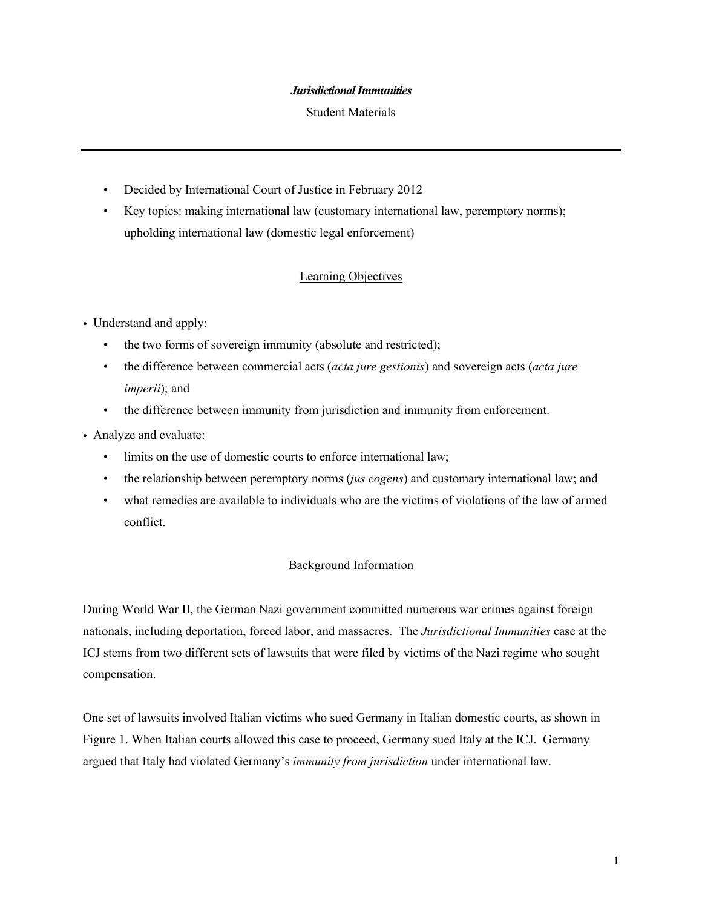***Jurisdictional Immunities***

Student Materials

---

- Decided by International Court of Justice in February 2012
- Key topics: making international law (customary international law, peremptory norms); upholding international law (domestic legal enforcement)

## Learning Objectives

- Understand and apply:
  - the two forms of sovereign immunity (absolute and restricted);
  - the difference between commercial acts (*acta jure gestionis*) and sovereign acts (*acta jure imperii*); and
  - the difference between immunity from jurisdiction and immunity from enforcement.
- Analyze and evaluate:
  - limits on the use of domestic courts to enforce international law;
  - the relationship between peremptory norms (*jus cogens*) and customary international law; and
  - what remedies are available to individuals who are the victims of violations of the law of armed conflict.

## Background Information

During World War II, the German Nazi government committed numerous war crimes against foreign nationals, including deportation, forced labor, and massacres. The *Jurisdictional Immunities* case at the ICJ stems from two different sets of lawsuits that were filed by victims of the Nazi regime who sought compensation.

One set of lawsuits involved Italian victims who sued Germany in Italian domestic courts, as shown in Figure 1. When Italian courts allowed this case to proceed, Germany sued Italy at the ICJ. Germany argued that Italy had violated Germany's *immunity from jurisdiction* under international law.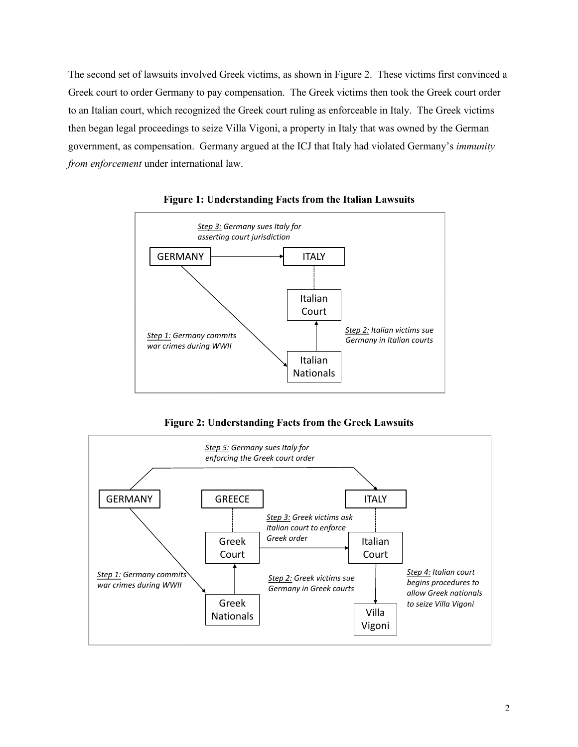The second set of lawsuits involved Greek victims, as shown in Figure 2. These victims first convinced a Greek court to order Germany to pay compensation. The Greek victims then took the Greek court order to an Italian court, which recognized the Greek court ruling as enforceable in Italy. The Greek victims then began legal proceedings to seize Villa Vigoni, a property in Italy that was owned by the German government, as compensation. Germany argued at the ICJ that Italy had violated Germany's *immunity from enforcement* under international law.

**Figure 1: Understanding Facts from the Italian Lawsuits**

*Step 3:* *Germany sues Italy for asserting court jurisdiction*

GERMANY → ITALY

Italian Court

*Step 1:* *Germany commits war crimes during WWII*

*Step 2:* *Italian victims sue Germany in Italian courts*

Italian Nationals

**Figure 2: Understanding Facts from the Greek Lawsuits**

*Step 5:* *Germany sues Italy for enforcing the Greek court order*

GERMANY | GREECE | ITALY

*Step 3:* *Greek victims ask Italian court to enforce Greek order*

Greek Court → Italian Court

*Step 1:* *Germany commits war crimes during WWII*

*Step 2:* *Greek victims sue Germany in Greek courts*

*Step 4:* *Italian court begins procedures to allow Greek nationals to seize Villa Vigoni*

Greek Nationals

Villa Vigoni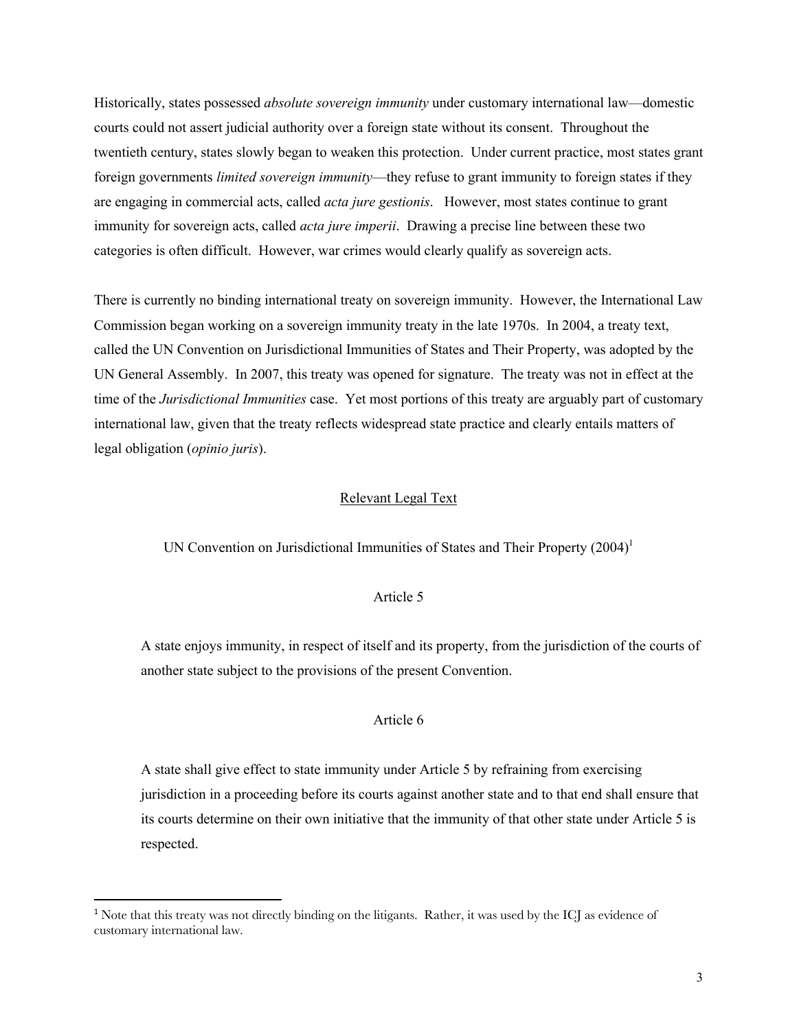Historically, states possessed *absolute sovereign immunity* under customary international law—domestic courts could not assert judicial authority over a foreign state without its consent. Throughout the twentieth century, states slowly began to weaken this protection. Under current practice, most states grant foreign governments *limited sovereign immunity*—they refuse to grant immunity to foreign states if they are engaging in commercial acts, called *acta jure gestionis*. However, most states continue to grant immunity for sovereign acts, called *acta jure imperii*. Drawing a precise line between these two categories is often difficult. However, war crimes would clearly qualify as sovereign acts.

There is currently no binding international treaty on sovereign immunity. However, the International Law Commission began working on a sovereign immunity treaty in the late 1970s. In 2004, a treaty text, called the UN Convention on Jurisdictional Immunities of States and Their Property, was adopted by the UN General Assembly. In 2007, this treaty was opened for signature. The treaty was not in effect at the time of the *Jurisdictional Immunities* case. Yet most portions of this treaty are arguably part of customary international law, given that the treaty reflects widespread state practice and clearly entails matters of legal obligation (*opinio juris*).

<u>Relevant Legal Text</u>

UN Convention on Jurisdictional Immunities of States and Their Property (2004)[1]

Article 5

> A state enjoys immunity, in respect of itself and its property, from the jurisdiction of the courts of another state subject to the provisions of the present Convention.

Article 6

> A state shall give effect to state immunity under Article 5 by refraining from exercising jurisdiction in a proceeding before its courts against another state and to that end shall ensure that its courts determine on their own initiative that the immunity of that other state under Article 5 is respected.

---

[1] Note that this treaty was not directly binding on the litigants. Rather, it was used by the ICJ as evidence of customary international law.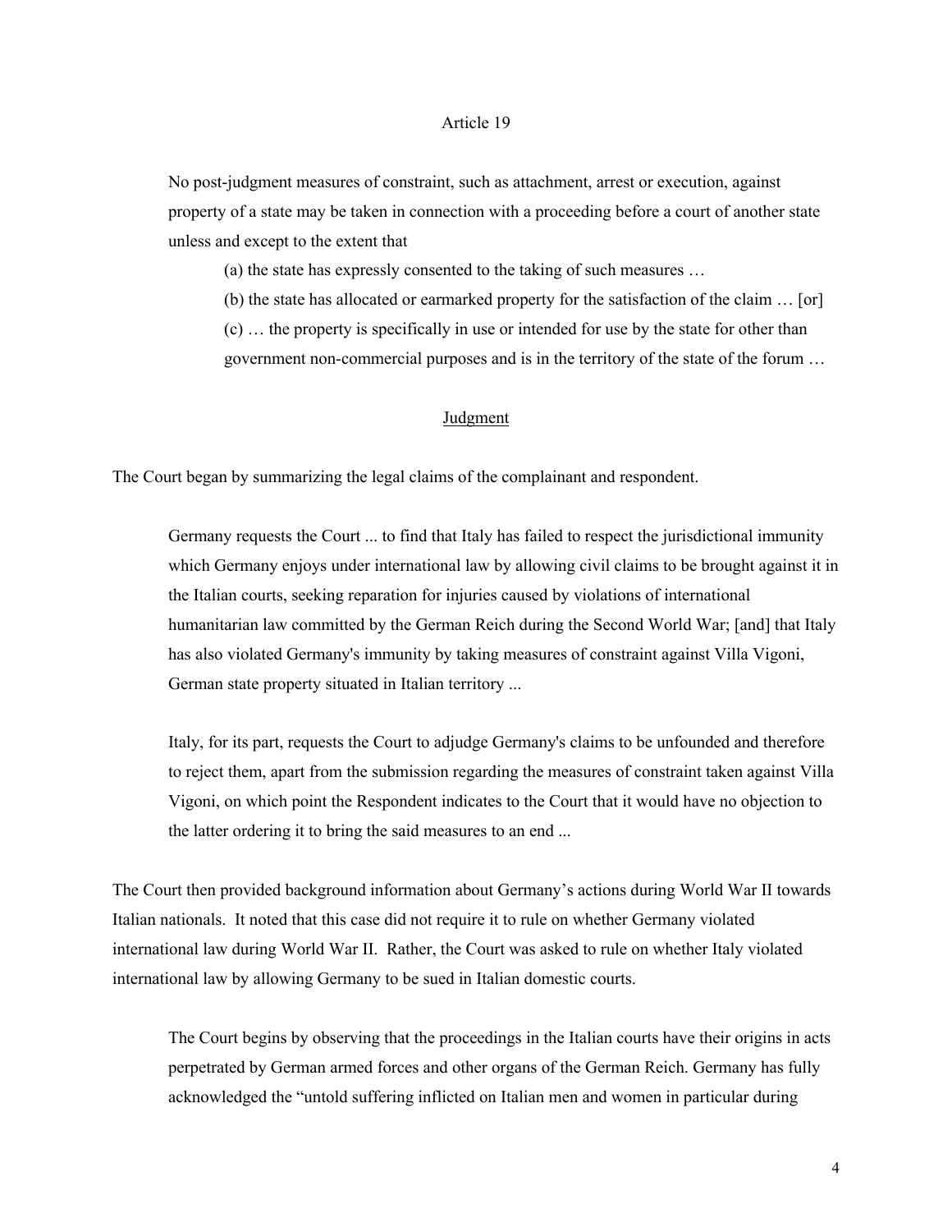Article 19

> No post-judgment measures of constraint, such as attachment, arrest or execution, against property of a state may be taken in connection with a proceeding before a court of another state unless and except to the extent that
>
> (a) the state has expressly consented to the taking of such measures …
>
> (b) the state has allocated or earmarked property for the satisfaction of the claim … [or]
>
> (c) … the property is specifically in use or intended for use by the state for other than government non-commercial purposes and is in the territory of the state of the forum …

<u>Judgment</u>

The Court began by summarizing the legal claims of the complainant and respondent.

> Germany requests the Court ... to find that Italy has failed to respect the jurisdictional immunity which Germany enjoys under international law by allowing civil claims to be brought against it in the Italian courts, seeking reparation for injuries caused by violations of international humanitarian law committed by the German Reich during the Second World War; [and] that Italy has also violated Germany's immunity by taking measures of constraint against Villa Vigoni, German state property situated in Italian territory ...
>
> Italy, for its part, requests the Court to adjudge Germany's claims to be unfounded and therefore to reject them, apart from the submission regarding the measures of constraint taken against Villa Vigoni, on which point the Respondent indicates to the Court that it would have no objection to the latter ordering it to bring the said measures to an end ...

The Court then provided background information about Germany's actions during World War II towards Italian nationals. It noted that this case did not require it to rule on whether Germany violated international law during World War II. Rather, the Court was asked to rule on whether Italy violated international law by allowing Germany to be sued in Italian domestic courts.

> The Court begins by observing that the proceedings in the Italian courts have their origins in acts perpetrated by German armed forces and other organs of the German Reich. Germany has fully acknowledged the "untold suffering inflicted on Italian men and women in particular during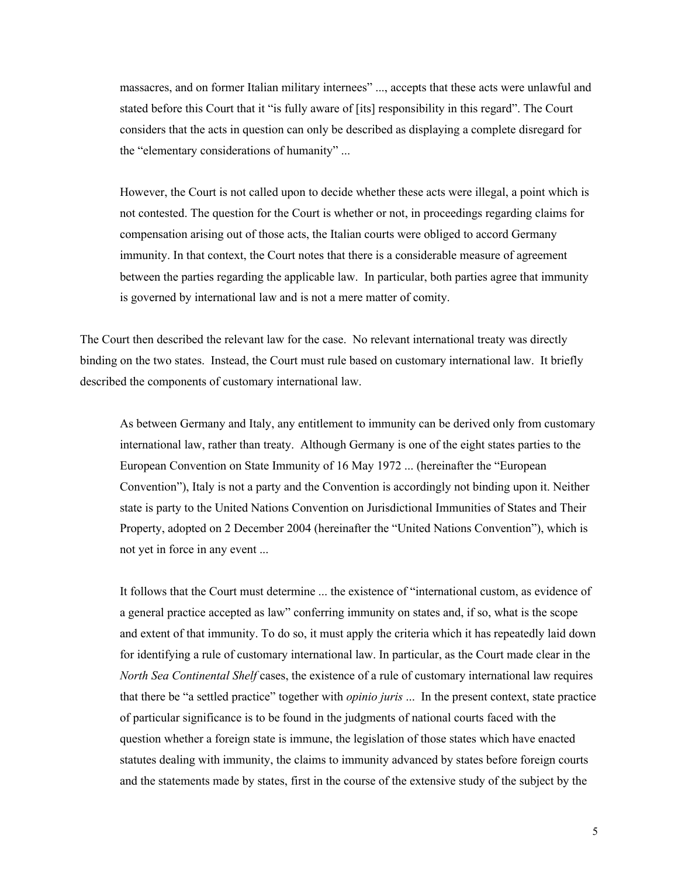> massacres, and on former Italian military internees" ..., accepts that these acts were unlawful and stated before this Court that it "is fully aware of [its] responsibility in this regard". The Court considers that the acts in question can only be described as displaying a complete disregard for the "elementary considerations of humanity" ...
>
> However, the Court is not called upon to decide whether these acts were illegal, a point which is not contested. The question for the Court is whether or not, in proceedings regarding claims for compensation arising out of those acts, the Italian courts were obliged to accord Germany immunity. In that context, the Court notes that there is a considerable measure of agreement between the parties regarding the applicable law. In particular, both parties agree that immunity is governed by international law and is not a mere matter of comity.

The Court then described the relevant law for the case. No relevant international treaty was directly binding on the two states. Instead, the Court must rule based on customary international law. It briefly described the components of customary international law.

> As between Germany and Italy, any entitlement to immunity can be derived only from customary international law, rather than treaty. Although Germany is one of the eight states parties to the European Convention on State Immunity of 16 May 1972 ... (hereinafter the "European Convention"), Italy is not a party and the Convention is accordingly not binding upon it. Neither state is party to the United Nations Convention on Jurisdictional Immunities of States and Their Property, adopted on 2 December 2004 (hereinafter the "United Nations Convention"), which is not yet in force in any event ...
>
> It follows that the Court must determine ... the existence of "international custom, as evidence of a general practice accepted as law" conferring immunity on states and, if so, what is the scope and extent of that immunity. To do so, it must apply the criteria which it has repeatedly laid down for identifying a rule of customary international law. In particular, as the Court made clear in the *North Sea Continental Shelf* cases, the existence of a rule of customary international law requires that there be "a settled practice" together with *opinio juris* ... In the present context, state practice of particular significance is to be found in the judgments of national courts faced with the question whether a foreign state is immune, the legislation of those states which have enacted statutes dealing with immunity, the claims to immunity advanced by states before foreign courts and the statements made by states, first in the course of the extensive study of the subject by the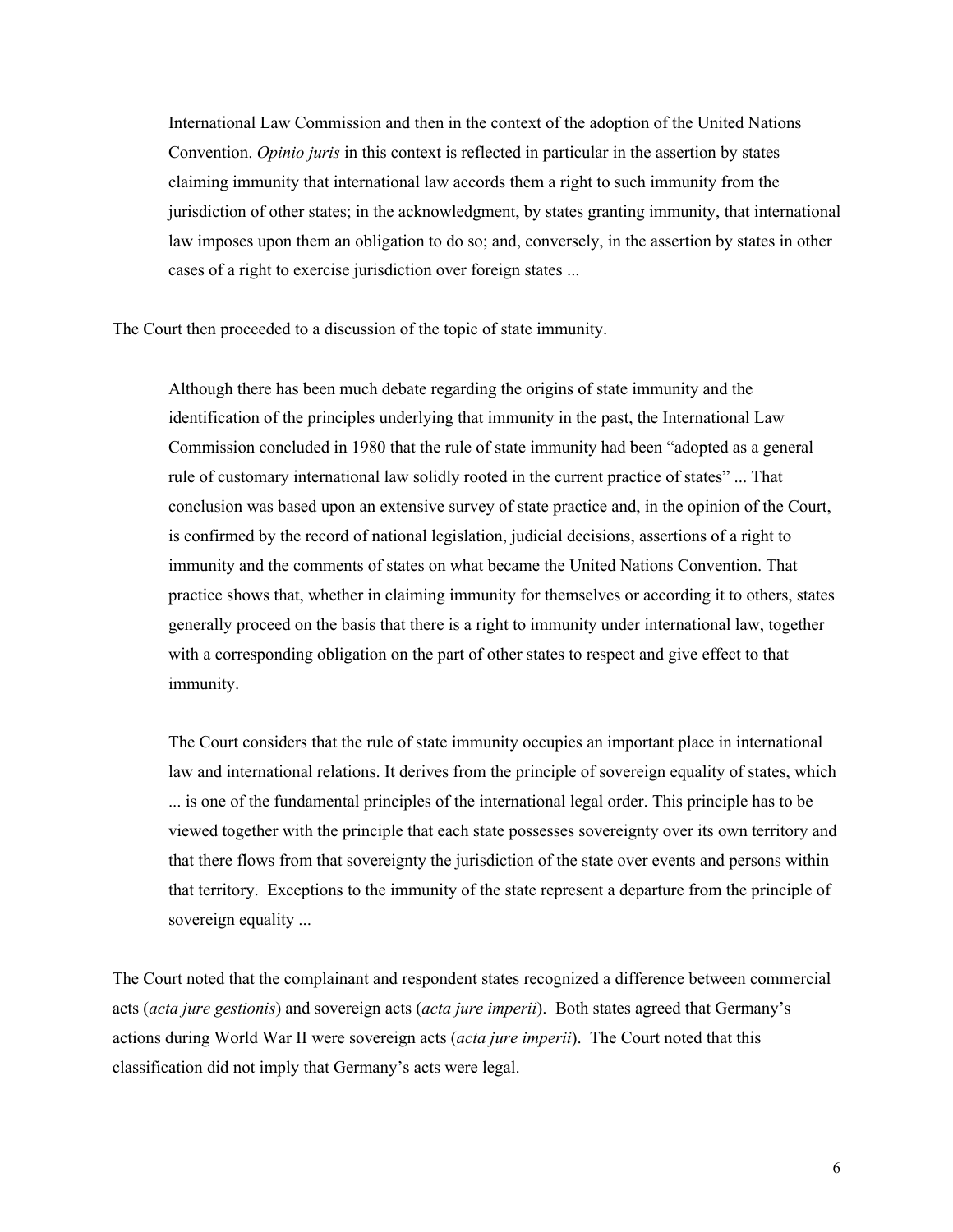> International Law Commission and then in the context of the adoption of the United Nations Convention. *Opinio juris* in this context is reflected in particular in the assertion by states claiming immunity that international law accords them a right to such immunity from the jurisdiction of other states; in the acknowledgment, by states granting immunity, that international law imposes upon them an obligation to do so; and, conversely, in the assertion by states in other cases of a right to exercise jurisdiction over foreign states ...

The Court then proceeded to a discussion of the topic of state immunity.

> Although there has been much debate regarding the origins of state immunity and the identification of the principles underlying that immunity in the past, the International Law Commission concluded in 1980 that the rule of state immunity had been "adopted as a general rule of customary international law solidly rooted in the current practice of states" ... That conclusion was based upon an extensive survey of state practice and, in the opinion of the Court, is confirmed by the record of national legislation, judicial decisions, assertions of a right to immunity and the comments of states on what became the United Nations Convention. That practice shows that, whether in claiming immunity for themselves or according it to others, states generally proceed on the basis that there is a right to immunity under international law, together with a corresponding obligation on the part of other states to respect and give effect to that immunity.
>
> The Court considers that the rule of state immunity occupies an important place in international law and international relations. It derives from the principle of sovereign equality of states, which ... is one of the fundamental principles of the international legal order. This principle has to be viewed together with the principle that each state possesses sovereignty over its own territory and that there flows from that sovereignty the jurisdiction of the state over events and persons within that territory. Exceptions to the immunity of the state represent a departure from the principle of sovereign equality ...

The Court noted that the complainant and respondent states recognized a difference between commercial acts (*acta jure gestionis*) and sovereign acts (*acta jure imperii*). Both states agreed that Germany's actions during World War II were sovereign acts (*acta jure imperii*). The Court noted that this classification did not imply that Germany's acts were legal.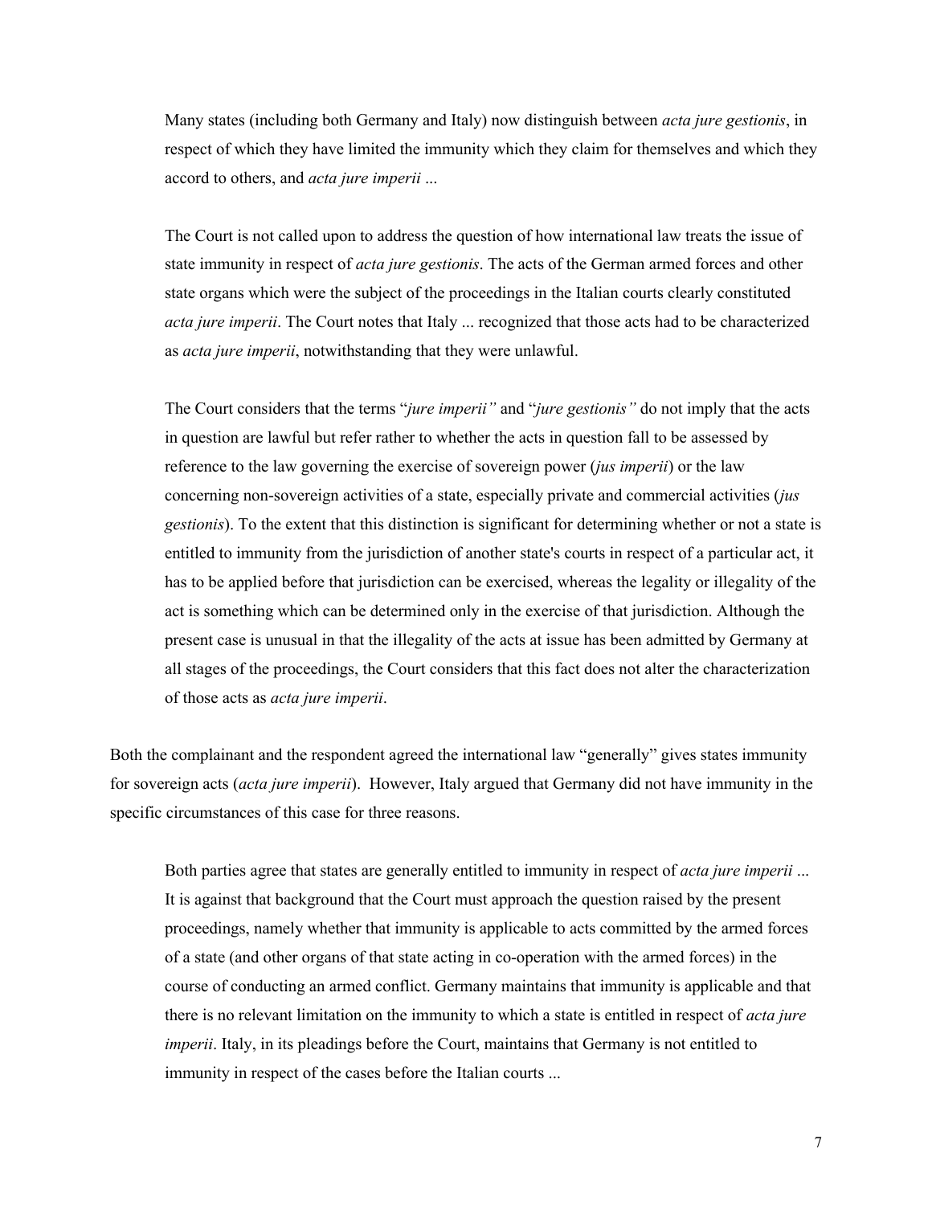> Many states (including both Germany and Italy) now distinguish between *acta jure gestionis*, in respect of which they have limited the immunity which they claim for themselves and which they accord to others, and *acta jure imperii* ...
>
> The Court is not called upon to address the question of how international law treats the issue of state immunity in respect of *acta jure gestionis*. The acts of the German armed forces and other state organs which were the subject of the proceedings in the Italian courts clearly constituted *acta jure imperii*. The Court notes that Italy ... recognized that those acts had to be characterized as *acta jure imperii*, notwithstanding that they were unlawful.
>
> The Court considers that the terms "*jure imperii"* and "*jure gestionis"* do not imply that the acts in question are lawful but refer rather to whether the acts in question fall to be assessed by reference to the law governing the exercise of sovereign power (*jus imperii*) or the law concerning non-sovereign activities of a state, especially private and commercial activities (*jus gestionis*). To the extent that this distinction is significant for determining whether or not a state is entitled to immunity from the jurisdiction of another state's courts in respect of a particular act, it has to be applied before that jurisdiction can be exercised, whereas the legality or illegality of the act is something which can be determined only in the exercise of that jurisdiction. Although the present case is unusual in that the illegality of the acts at issue has been admitted by Germany at all stages of the proceedings, the Court considers that this fact does not alter the characterization of those acts as *acta jure imperii*.

Both the complainant and the respondent agreed the international law "generally" gives states immunity for sovereign acts (*acta jure imperii*). However, Italy argued that Germany did not have immunity in the specific circumstances of this case for three reasons.

> Both parties agree that states are generally entitled to immunity in respect of *acta jure imperii* ... It is against that background that the Court must approach the question raised by the present proceedings, namely whether that immunity is applicable to acts committed by the armed forces of a state (and other organs of that state acting in co-operation with the armed forces) in the course of conducting an armed conflict. Germany maintains that immunity is applicable and that there is no relevant limitation on the immunity to which a state is entitled in respect of *acta jure imperii*. Italy, in its pleadings before the Court, maintains that Germany is not entitled to immunity in respect of the cases before the Italian courts ...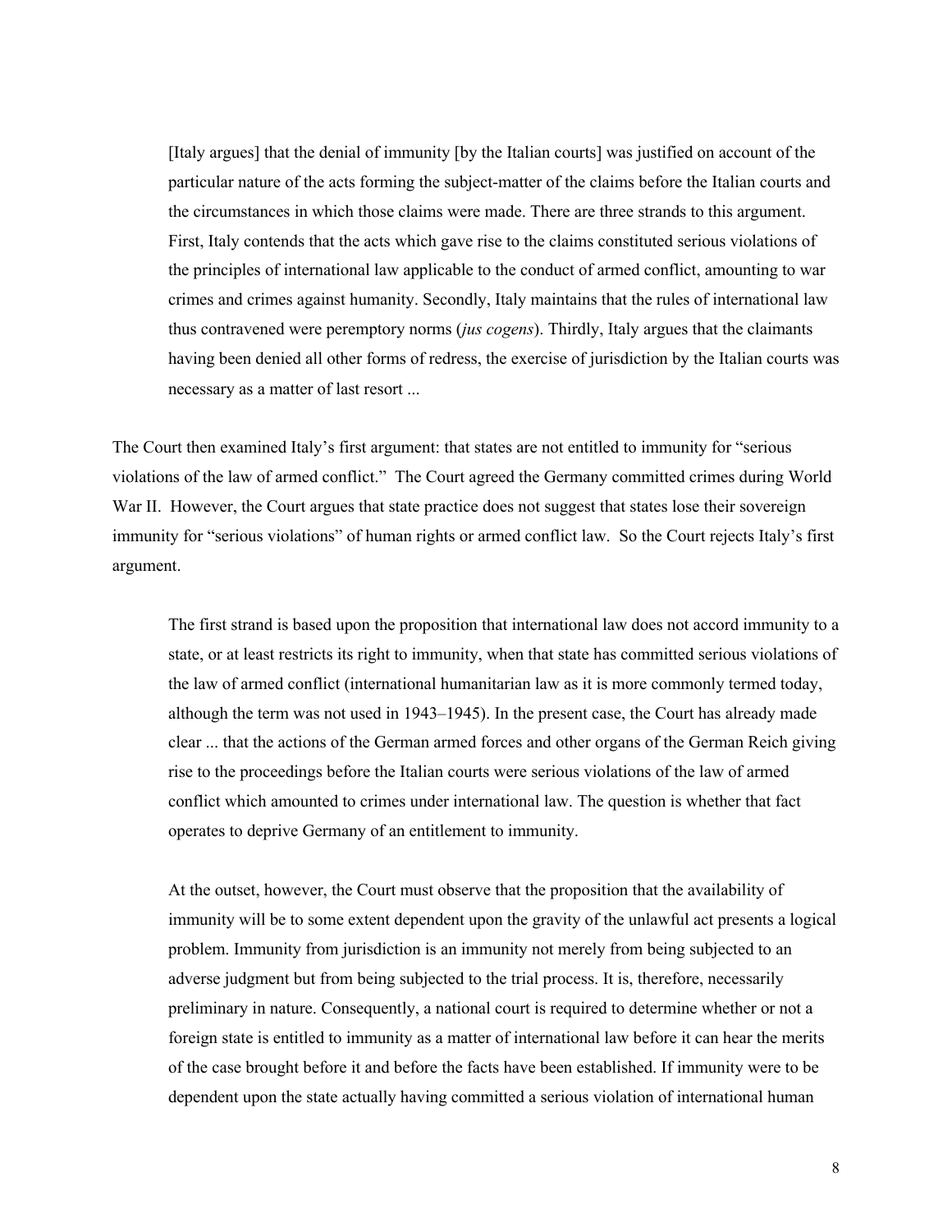> [Italy argues] that the denial of immunity [by the Italian courts] was justified on account of the particular nature of the acts forming the subject-matter of the claims before the Italian courts and the circumstances in which those claims were made. There are three strands to this argument. First, Italy contends that the acts which gave rise to the claims constituted serious violations of the principles of international law applicable to the conduct of armed conflict, amounting to war crimes and crimes against humanity. Secondly, Italy maintains that the rules of international law thus contravened were peremptory norms (*jus cogens*). Thirdly, Italy argues that the claimants having been denied all other forms of redress, the exercise of jurisdiction by the Italian courts was necessary as a matter of last resort ...

The Court then examined Italy's first argument: that states are not entitled to immunity for "serious violations of the law of armed conflict." The Court agreed the Germany committed crimes during World War II. However, the Court argues that state practice does not suggest that states lose their sovereign immunity for "serious violations" of human rights or armed conflict law. So the Court rejects Italy's first argument.

> The first strand is based upon the proposition that international law does not accord immunity to a state, or at least restricts its right to immunity, when that state has committed serious violations of the law of armed conflict (international humanitarian law as it is more commonly termed today, although the term was not used in 1943–1945). In the present case, the Court has already made clear ... that the actions of the German armed forces and other organs of the German Reich giving rise to the proceedings before the Italian courts were serious violations of the law of armed conflict which amounted to crimes under international law. The question is whether that fact operates to deprive Germany of an entitlement to immunity.
>
> At the outset, however, the Court must observe that the proposition that the availability of immunity will be to some extent dependent upon the gravity of the unlawful act presents a logical problem. Immunity from jurisdiction is an immunity not merely from being subjected to an adverse judgment but from being subjected to the trial process. It is, therefore, necessarily preliminary in nature. Consequently, a national court is required to determine whether or not a foreign state is entitled to immunity as a matter of international law before it can hear the merits of the case brought before it and before the facts have been established. If immunity were to be dependent upon the state actually having committed a serious violation of international human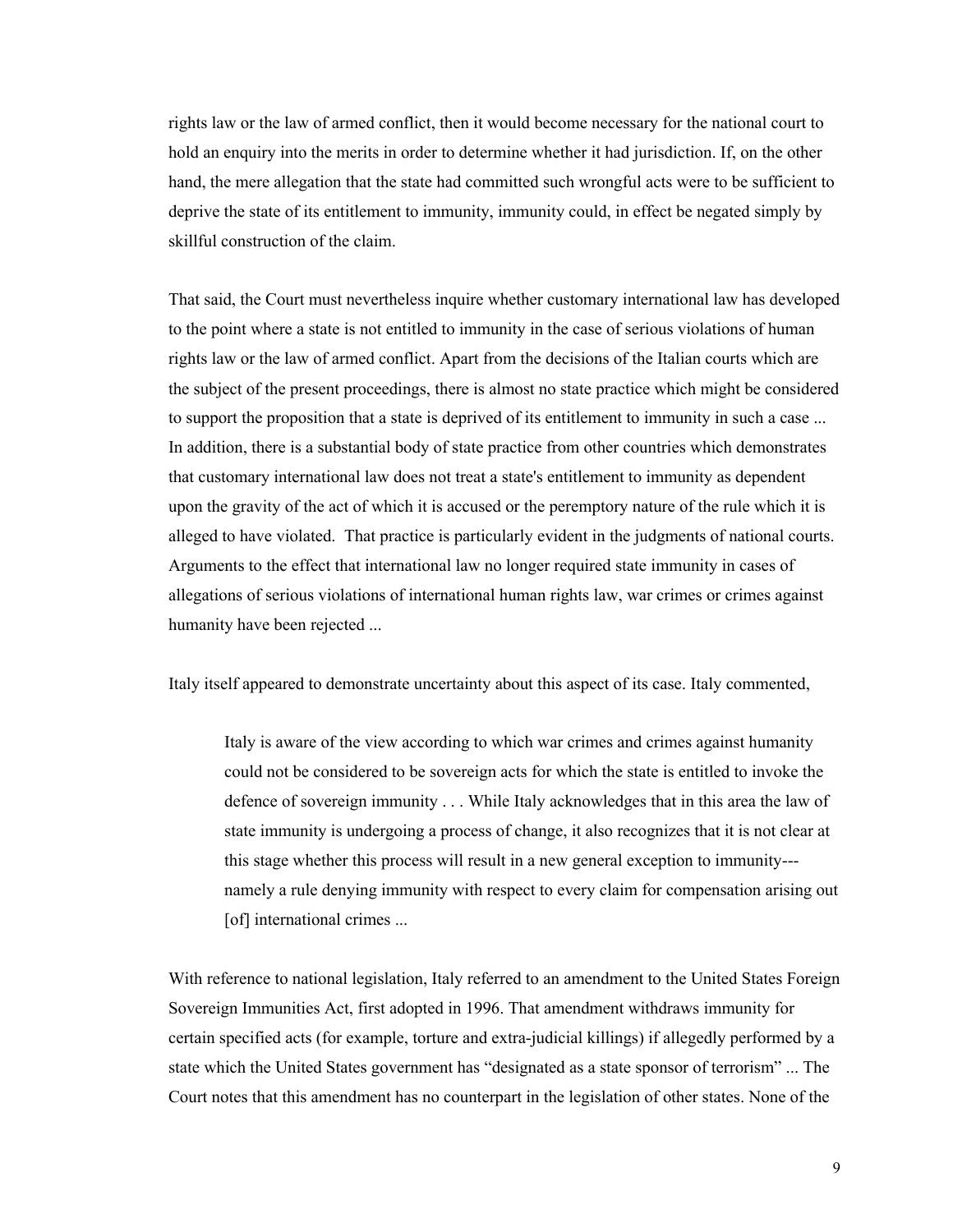rights law or the law of armed conflict, then it would become necessary for the national court to hold an enquiry into the merits in order to determine whether it had jurisdiction. If, on the other hand, the mere allegation that the state had committed such wrongful acts were to be sufficient to deprive the state of its entitlement to immunity, immunity could, in effect be negated simply by skillful construction of the claim.

That said, the Court must nevertheless inquire whether customary international law has developed to the point where a state is not entitled to immunity in the case of serious violations of human rights law or the law of armed conflict. Apart from the decisions of the Italian courts which are the subject of the present proceedings, there is almost no state practice which might be considered to support the proposition that a state is deprived of its entitlement to immunity in such a case ... In addition, there is a substantial body of state practice from other countries which demonstrates that customary international law does not treat a state's entitlement to immunity as dependent upon the gravity of the act of which it is accused or the peremptory nature of the rule which it is alleged to have violated. That practice is particularly evident in the judgments of national courts. Arguments to the effect that international law no longer required state immunity in cases of allegations of serious violations of international human rights law, war crimes or crimes against humanity have been rejected ...

Italy itself appeared to demonstrate uncertainty about this aspect of its case. Italy commented,

> Italy is aware of the view according to which war crimes and crimes against humanity could not be considered to be sovereign acts for which the state is entitled to invoke the defence of sovereign immunity . . . While Italy acknowledges that in this area the law of state immunity is undergoing a process of change, it also recognizes that it is not clear at this stage whether this process will result in a new general exception to immunity---namely a rule denying immunity with respect to every claim for compensation arising out [of] international crimes ...

With reference to national legislation, Italy referred to an amendment to the United States Foreign Sovereign Immunities Act, first adopted in 1996. That amendment withdraws immunity for certain specified acts (for example, torture and extra-judicial killings) if allegedly performed by a state which the United States government has "designated as a state sponsor of terrorism" ... The Court notes that this amendment has no counterpart in the legislation of other states. None of the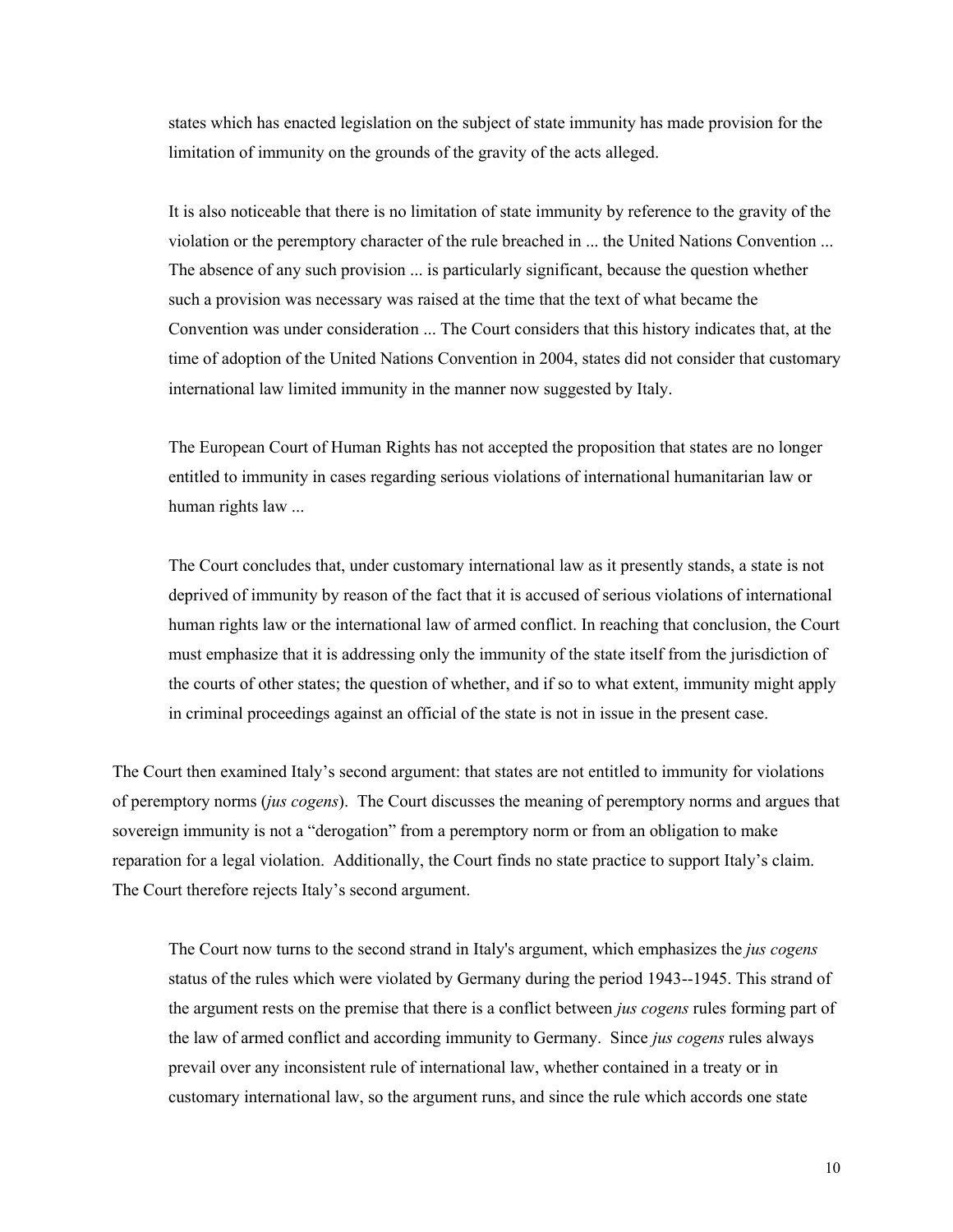states which has enacted legislation on the subject of state immunity has made provision for the limitation of immunity on the grounds of the gravity of the acts alleged.

> It is also noticeable that there is no limitation of state immunity by reference to the gravity of the violation or the peremptory character of the rule breached in ... the United Nations Convention ... The absence of any such provision ... is particularly significant, because the question whether such a provision was necessary was raised at the time that the text of what became the Convention was under consideration ... The Court considers that this history indicates that, at the time of adoption of the United Nations Convention in 2004, states did not consider that customary international law limited immunity in the manner now suggested by Italy.
>
> The European Court of Human Rights has not accepted the proposition that states are no longer entitled to immunity in cases regarding serious violations of international humanitarian law or human rights law ...
>
> The Court concludes that, under customary international law as it presently stands, a state is not deprived of immunity by reason of the fact that it is accused of serious violations of international human rights law or the international law of armed conflict. In reaching that conclusion, the Court must emphasize that it is addressing only the immunity of the state itself from the jurisdiction of the courts of other states; the question of whether, and if so to what extent, immunity might apply in criminal proceedings against an official of the state is not in issue in the present case.

The Court then examined Italy's second argument: that states are not entitled to immunity for violations of peremptory norms (*jus cogens*). The Court discusses the meaning of peremptory norms and argues that sovereign immunity is not a "derogation" from a peremptory norm or from an obligation to make reparation for a legal violation. Additionally, the Court finds no state practice to support Italy's claim. The Court therefore rejects Italy's second argument.

> The Court now turns to the second strand in Italy's argument, which emphasizes the *jus cogens* status of the rules which were violated by Germany during the period 1943--1945. This strand of the argument rests on the premise that there is a conflict between *jus cogens* rules forming part of the law of armed conflict and according immunity to Germany. Since *jus cogens* rules always prevail over any inconsistent rule of international law, whether contained in a treaty or in customary international law, so the argument runs, and since the rule which accords one state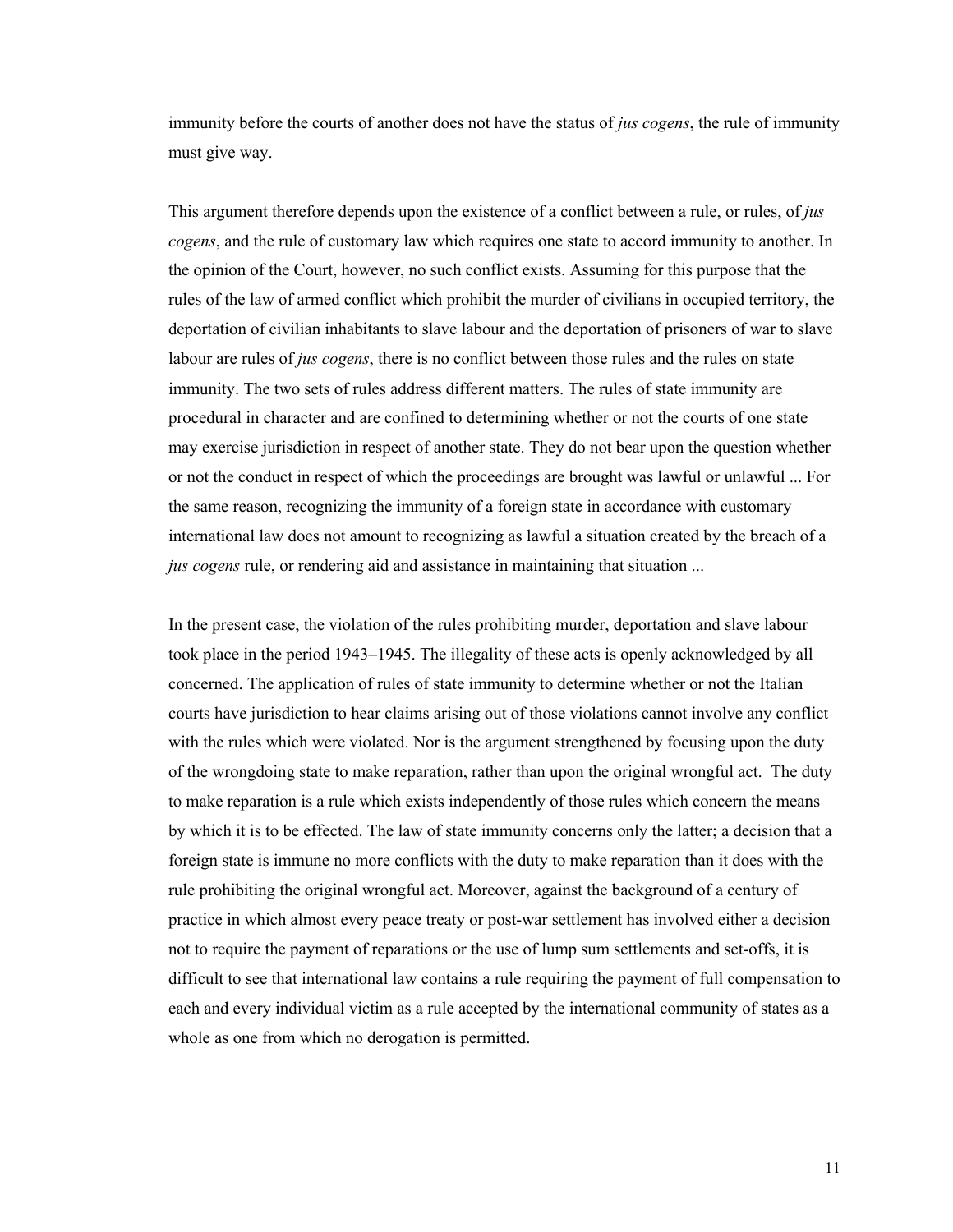immunity before the courts of another does not have the status of *jus cogens*, the rule of immunity must give way.

This argument therefore depends upon the existence of a conflict between a rule, or rules, of *jus cogens*, and the rule of customary law which requires one state to accord immunity to another. In the opinion of the Court, however, no such conflict exists. Assuming for this purpose that the rules of the law of armed conflict which prohibit the murder of civilians in occupied territory, the deportation of civilian inhabitants to slave labour and the deportation of prisoners of war to slave labour are rules of *jus cogens*, there is no conflict between those rules and the rules on state immunity. The two sets of rules address different matters. The rules of state immunity are procedural in character and are confined to determining whether or not the courts of one state may exercise jurisdiction in respect of another state. They do not bear upon the question whether or not the conduct in respect of which the proceedings are brought was lawful or unlawful ... For the same reason, recognizing the immunity of a foreign state in accordance with customary international law does not amount to recognizing as lawful a situation created by the breach of a *jus cogens* rule, or rendering aid and assistance in maintaining that situation ...

In the present case, the violation of the rules prohibiting murder, deportation and slave labour took place in the period 1943–1945. The illegality of these acts is openly acknowledged by all concerned. The application of rules of state immunity to determine whether or not the Italian courts have jurisdiction to hear claims arising out of those violations cannot involve any conflict with the rules which were violated. Nor is the argument strengthened by focusing upon the duty of the wrongdoing state to make reparation, rather than upon the original wrongful act. The duty to make reparation is a rule which exists independently of those rules which concern the means by which it is to be effected. The law of state immunity concerns only the latter; a decision that a foreign state is immune no more conflicts with the duty to make reparation than it does with the rule prohibiting the original wrongful act. Moreover, against the background of a century of practice in which almost every peace treaty or post-war settlement has involved either a decision not to require the payment of reparations or the use of lump sum settlements and set-offs, it is difficult to see that international law contains a rule requiring the payment of full compensation to each and every individual victim as a rule accepted by the international community of states as a whole as one from which no derogation is permitted.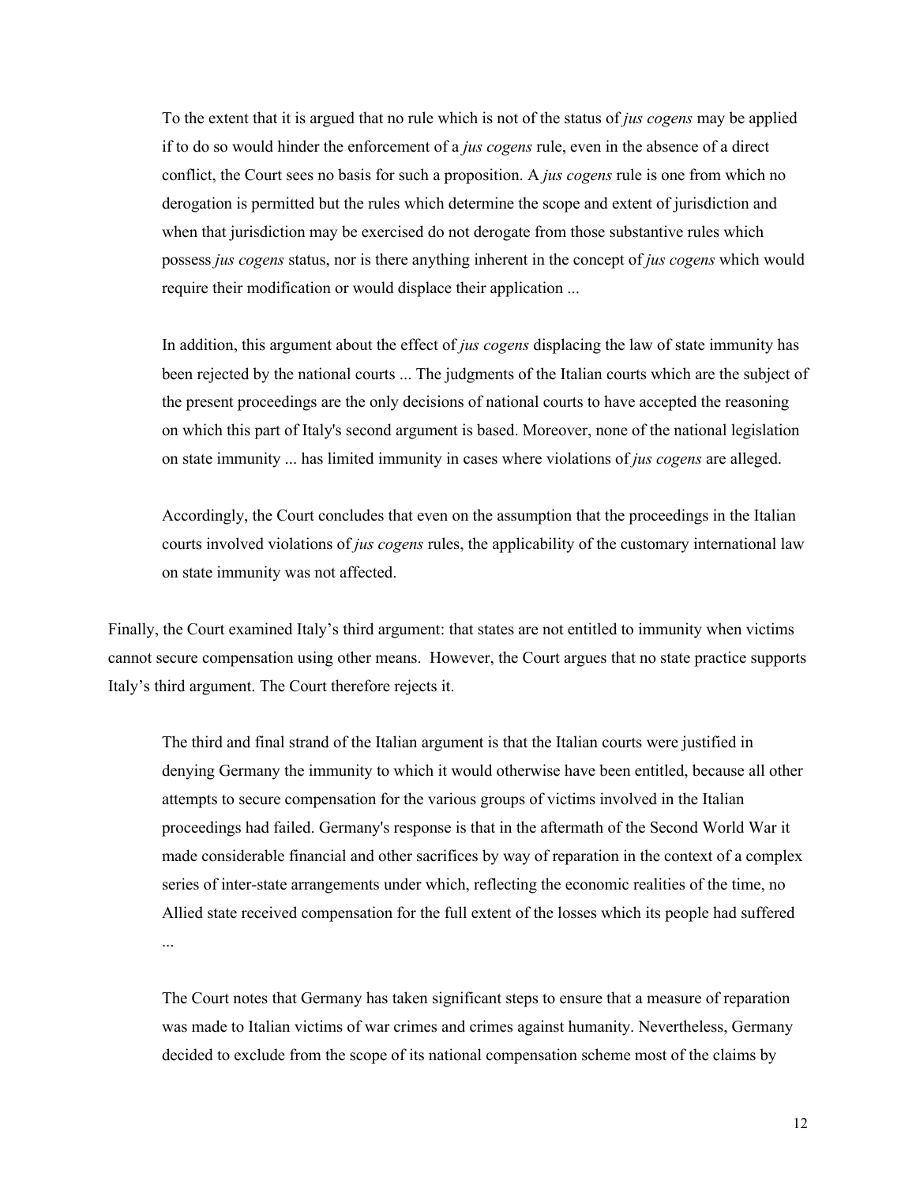> To the extent that it is argued that no rule which is not of the status of *jus cogens* may be applied if to do so would hinder the enforcement of a *jus cogens* rule, even in the absence of a direct conflict, the Court sees no basis for such a proposition. A *jus cogens* rule is one from which no derogation is permitted but the rules which determine the scope and extent of jurisdiction and when that jurisdiction may be exercised do not derogate from those substantive rules which possess *jus cogens* status, nor is there anything inherent in the concept of *jus cogens* which would require their modification or would displace their application ...
>
> In addition, this argument about the effect of *jus cogens* displacing the law of state immunity has been rejected by the national courts ... The judgments of the Italian courts which are the subject of the present proceedings are the only decisions of national courts to have accepted the reasoning on which this part of Italy's second argument is based. Moreover, none of the national legislation on state immunity ... has limited immunity in cases where violations of *jus cogens* are alleged.
>
> Accordingly, the Court concludes that even on the assumption that the proceedings in the Italian courts involved violations of *jus cogens* rules, the applicability of the customary international law on state immunity was not affected.

Finally, the Court examined Italy's third argument: that states are not entitled to immunity when victims cannot secure compensation using other means. However, the Court argues that no state practice supports Italy's third argument. The Court therefore rejects it.

> The third and final strand of the Italian argument is that the Italian courts were justified in denying Germany the immunity to which it would otherwise have been entitled, because all other attempts to secure compensation for the various groups of victims involved in the Italian proceedings had failed. Germany's response is that in the aftermath of the Second World War it made considerable financial and other sacrifices by way of reparation in the context of a complex series of inter-state arrangements under which, reflecting the economic realities of the time, no Allied state received compensation for the full extent of the losses which its people had suffered ...
>
> The Court notes that Germany has taken significant steps to ensure that a measure of reparation was made to Italian victims of war crimes and crimes against humanity. Nevertheless, Germany decided to exclude from the scope of its national compensation scheme most of the claims by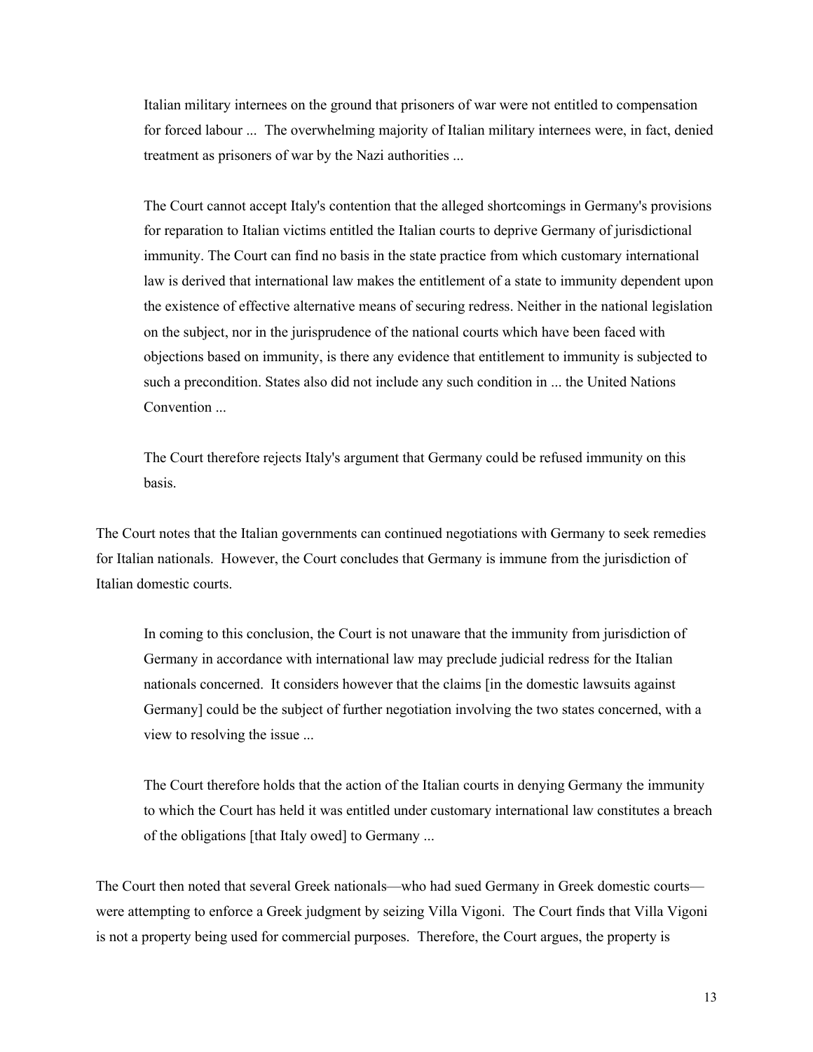> Italian military internees on the ground that prisoners of war were not entitled to compensation for forced labour ... The overwhelming majority of Italian military internees were, in fact, denied treatment as prisoners of war by the Nazi authorities ...
>
> The Court cannot accept Italy's contention that the alleged shortcomings in Germany's provisions for reparation to Italian victims entitled the Italian courts to deprive Germany of jurisdictional immunity. The Court can find no basis in the state practice from which customary international law is derived that international law makes the entitlement of a state to immunity dependent upon the existence of effective alternative means of securing redress. Neither in the national legislation on the subject, nor in the jurisprudence of the national courts which have been faced with objections based on immunity, is there any evidence that entitlement to immunity is subjected to such a precondition. States also did not include any such condition in ... the United Nations Convention ...
>
> The Court therefore rejects Italy's argument that Germany could be refused immunity on this basis.

The Court notes that the Italian governments can continued negotiations with Germany to seek remedies for Italian nationals. However, the Court concludes that Germany is immune from the jurisdiction of Italian domestic courts.

> In coming to this conclusion, the Court is not unaware that the immunity from jurisdiction of Germany in accordance with international law may preclude judicial redress for the Italian nationals concerned. It considers however that the claims [in the domestic lawsuits against Germany] could be the subject of further negotiation involving the two states concerned, with a view to resolving the issue ...
>
> The Court therefore holds that the action of the Italian courts in denying Germany the immunity to which the Court has held it was entitled under customary international law constitutes a breach of the obligations [that Italy owed] to Germany ...

The Court then noted that several Greek nationals—who had sued Germany in Greek domestic courts—were attempting to enforce a Greek judgment by seizing Villa Vigoni. The Court finds that Villa Vigoni is not a property being used for commercial purposes. Therefore, the Court argues, the property is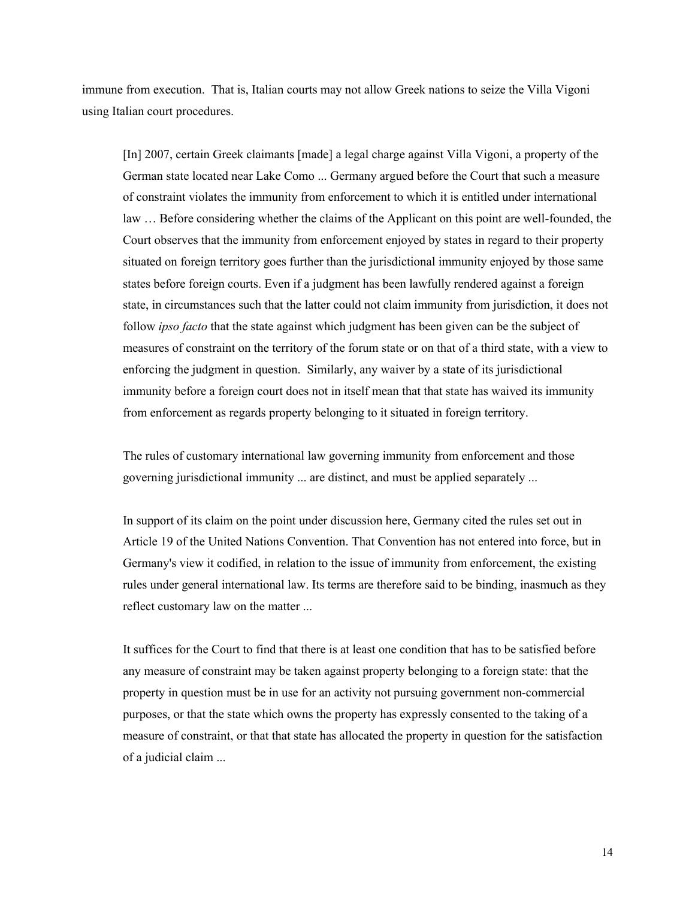immune from execution. That is, Italian courts may not allow Greek nations to seize the Villa Vigoni using Italian court procedures.

> [In] 2007, certain Greek claimants [made] a legal charge against Villa Vigoni, a property of the German state located near Lake Como ... Germany argued before the Court that such a measure of constraint violates the immunity from enforcement to which it is entitled under international law … Before considering whether the claims of the Applicant on this point are well-founded, the Court observes that the immunity from enforcement enjoyed by states in regard to their property situated on foreign territory goes further than the jurisdictional immunity enjoyed by those same states before foreign courts. Even if a judgment has been lawfully rendered against a foreign state, in circumstances such that the latter could not claim immunity from jurisdiction, it does not follow *ipso facto* that the state against which judgment has been given can be the subject of measures of constraint on the territory of the forum state or on that of a third state, with a view to enforcing the judgment in question. Similarly, any waiver by a state of its jurisdictional immunity before a foreign court does not in itself mean that that state has waived its immunity from enforcement as regards property belonging to it situated in foreign territory.
>
> The rules of customary international law governing immunity from enforcement and those governing jurisdictional immunity ... are distinct, and must be applied separately ...
>
> In support of its claim on the point under discussion here, Germany cited the rules set out in Article 19 of the United Nations Convention. That Convention has not entered into force, but in Germany's view it codified, in relation to the issue of immunity from enforcement, the existing rules under general international law. Its terms are therefore said to be binding, inasmuch as they reflect customary law on the matter ...
>
> It suffices for the Court to find that there is at least one condition that has to be satisfied before any measure of constraint may be taken against property belonging to a foreign state: that the property in question must be in use for an activity not pursuing government non-commercial purposes, or that the state which owns the property has expressly consented to the taking of a measure of constraint, or that that state has allocated the property in question for the satisfaction of a judicial claim ...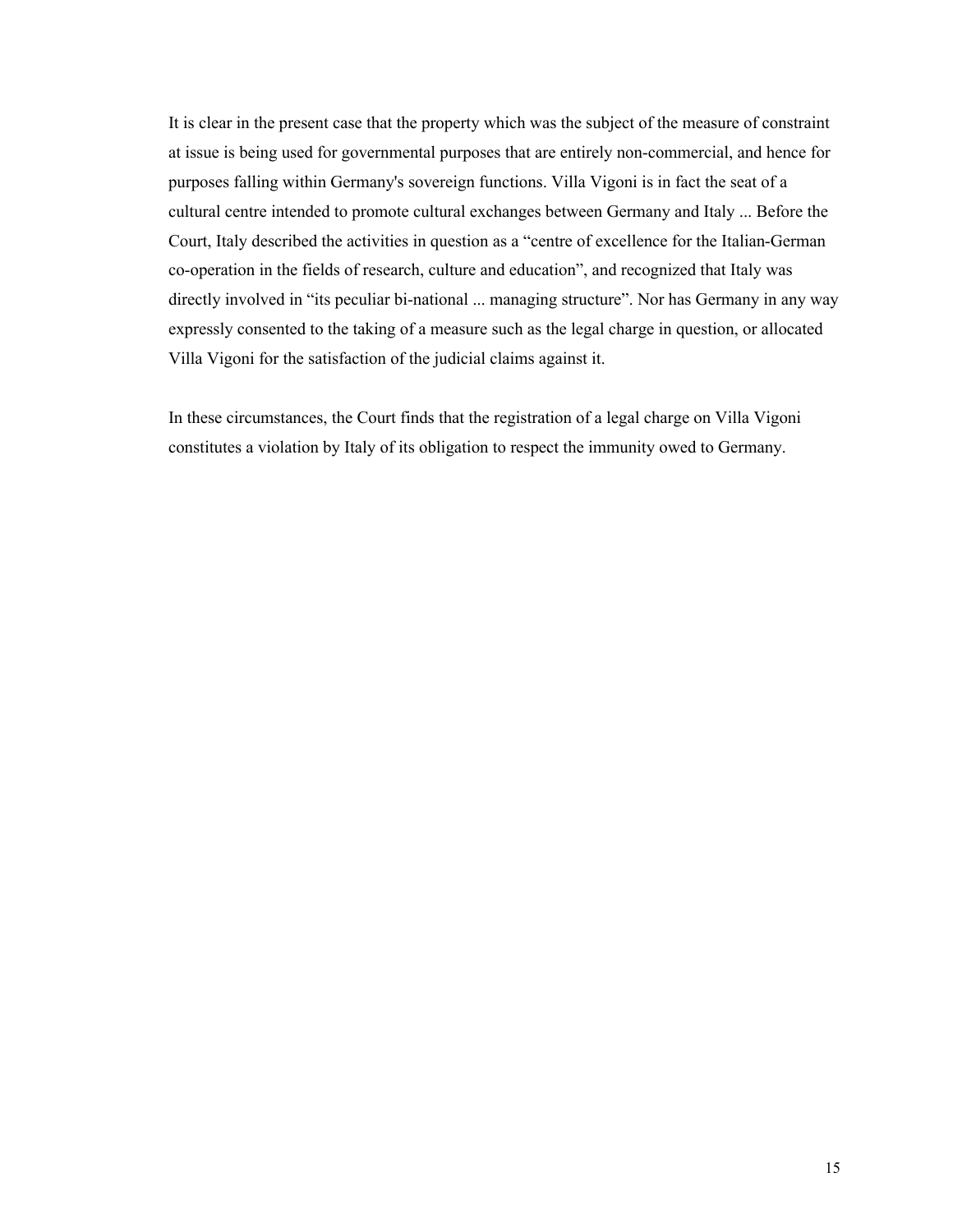It is clear in the present case that the property which was the subject of the measure of constraint at issue is being used for governmental purposes that are entirely non-commercial, and hence for purposes falling within Germany's sovereign functions. Villa Vigoni is in fact the seat of a cultural centre intended to promote cultural exchanges between Germany and Italy ... Before the Court, Italy described the activities in question as a "centre of excellence for the Italian-German co-operation in the fields of research, culture and education", and recognized that Italy was directly involved in "its peculiar bi-national ... managing structure". Nor has Germany in any way expressly consented to the taking of a measure such as the legal charge in question, or allocated Villa Vigoni for the satisfaction of the judicial claims against it.

In these circumstances, the Court finds that the registration of a legal charge on Villa Vigoni constitutes a violation by Italy of its obligation to respect the immunity owed to Germany.